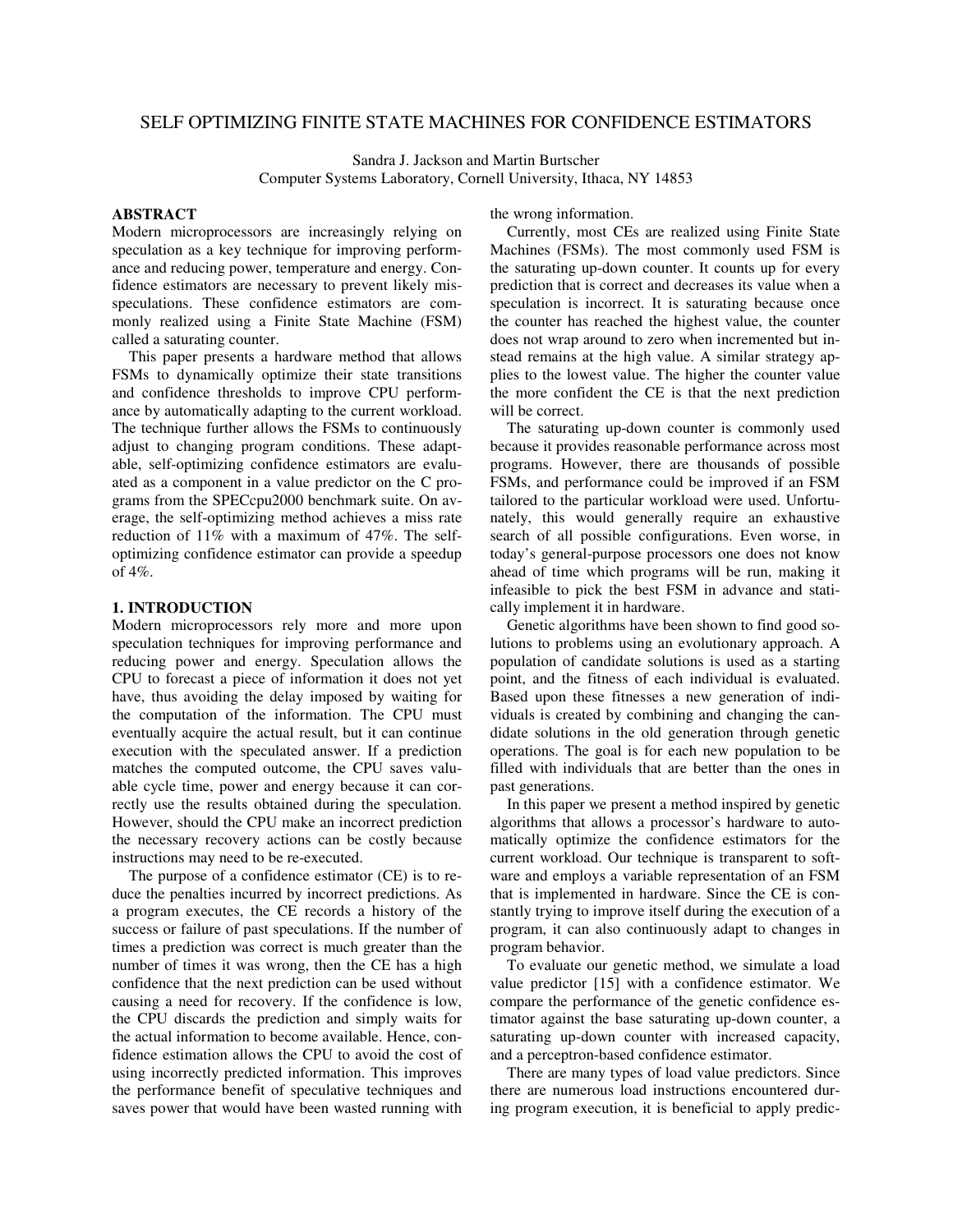# SELF OPTIMIZING FINITE STATE MACHINES FOR CONFIDENCE ESTIMATORS

Sandra J. Jackson and Martin Burtscher
Computer Systems Laboratory, Cornell University, Ithaca, NY 14853

## ABSTRACT

Modern microprocessors are increasingly relying on speculation as a key technique for improving performance and reducing power, temperature and energy. Confidence estimators are necessary to prevent likely misspeculations. These confidence estimators are commonly realized using a Finite State Machine (FSM) called a saturating counter.

This paper presents a hardware method that allows FSMs to dynamically optimize their state transitions and confidence thresholds to improve CPU performance by automatically adapting to the current workload. The technique further allows the FSMs to continuously adjust to changing program conditions. These adaptable, self-optimizing confidence estimators are evaluated as a component in a value predictor on the C programs from the SPECcpu2000 benchmark suite. On average, the self-optimizing method achieves a miss rate reduction of 11% with a maximum of 47%. The self-optimizing confidence estimator can provide a speedup of 4%.

## 1. INTRODUCTION

Modern microprocessors rely more and more upon speculation techniques for improving performance and reducing power and energy. Speculation allows the CPU to forecast a piece of information it does not yet have, thus avoiding the delay imposed by waiting for the computation of the information. The CPU must eventually acquire the actual result, but it can continue execution with the speculated answer. If a prediction matches the computed outcome, the CPU saves valuable cycle time, power and energy because it can correctly use the results obtained during the speculation. However, should the CPU make an incorrect prediction the necessary recovery actions can be costly because instructions may need to be re-executed.

The purpose of a confidence estimator (CE) is to reduce the penalties incurred by incorrect predictions. As a program executes, the CE records a history of the success or failure of past speculations. If the number of times a prediction was correct is much greater than the number of times it was wrong, then the CE has a high confidence that the next prediction can be used without causing a need for recovery. If the confidence is low, the CPU discards the prediction and simply waits for the actual information to become available. Hence, confidence estimation allows the CPU to avoid the cost of using incorrectly predicted information. This improves the performance benefit of speculative techniques and saves power that would have been wasted running with the wrong information.

Currently, most CEs are realized using Finite State Machines (FSMs). The most commonly used FSM is the saturating up-down counter. It counts up for every prediction that is correct and decreases its value when a speculation is incorrect. It is saturating because once the counter has reached the highest value, the counter does not wrap around to zero when incremented but instead remains at the high value. A similar strategy applies to the lowest value. The higher the counter value the more confident the CE is that the next prediction will be correct.

The saturating up-down counter is commonly used because it provides reasonable performance across most programs. However, there are thousands of possible FSMs, and performance could be improved if an FSM tailored to the particular workload were used. Unfortunately, this would generally require an exhaustive search of all possible configurations. Even worse, in today's general-purpose processors one does not know ahead of time which programs will be run, making it infeasible to pick the best FSM in advance and statically implement it in hardware.

Genetic algorithms have been shown to find good solutions to problems using an evolutionary approach. A population of candidate solutions is used as a starting point, and the fitness of each individual is evaluated. Based upon these fitnesses a new generation of individuals is created by combining and changing the candidate solutions in the old generation through genetic operations. The goal is for each new population to be filled with individuals that are better than the ones in past generations.

In this paper we present a method inspired by genetic algorithms that allows a processor's hardware to automatically optimize the confidence estimators for the current workload. Our technique is transparent to software and employs a variable representation of an FSM that is implemented in hardware. Since the CE is constantly trying to improve itself during the execution of a program, it can also continuously adapt to changes in program behavior.

To evaluate our genetic method, we simulate a load value predictor [15] with a confidence estimator. We compare the performance of the genetic confidence estimator against the base saturating up-down counter, a saturating up-down counter with increased capacity, and a perceptron-based confidence estimator.

There are many types of load value predictors. Since there are numerous load instructions encountered during program execution, it is beneficial to apply predic-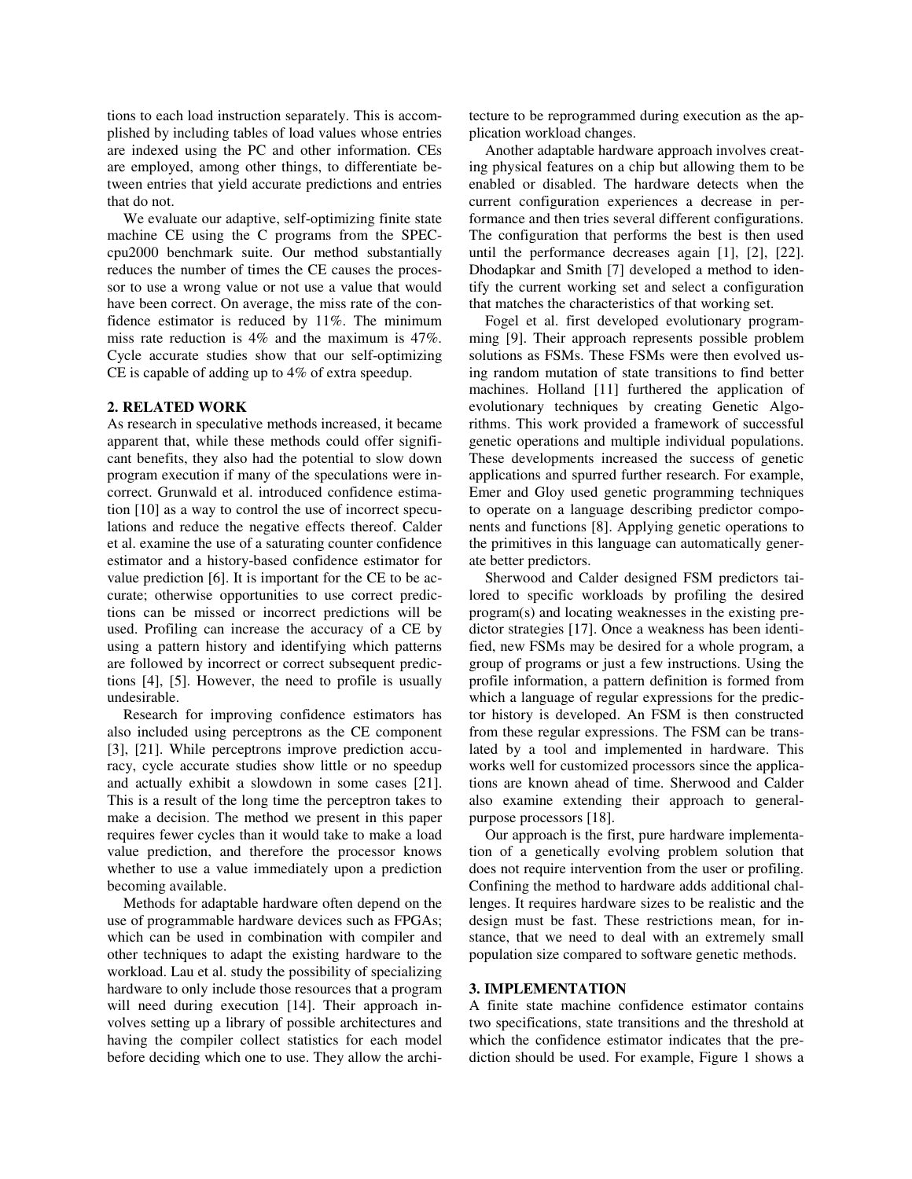tions to each load instruction separately. This is accomplished by including tables of load values whose entries are indexed using the PC and other information. CEs are employed, among other things, to differentiate between entries that yield accurate predictions and entries that do not.

We evaluate our adaptive, self-optimizing finite state machine CE using the C programs from the SPECcpu2000 benchmark suite. Our method substantially reduces the number of times the CE causes the processor to use a wrong value or not use a value that would have been correct. On average, the miss rate of the confidence estimator is reduced by 11%. The minimum miss rate reduction is 4% and the maximum is 47%. Cycle accurate studies show that our self-optimizing CE is capable of adding up to 4% of extra speedup.

## 2. RELATED WORK

As research in speculative methods increased, it became apparent that, while these methods could offer significant benefits, they also had the potential to slow down program execution if many of the speculations were incorrect. Grunwald et al. introduced confidence estimation [10] as a way to control the use of incorrect speculations and reduce the negative effects thereof. Calder et al. examine the use of a saturating counter confidence estimator and a history-based confidence estimator for value prediction [6]. It is important for the CE to be accurate; otherwise opportunities to use correct predictions can be missed or incorrect predictions will be used. Profiling can increase the accuracy of a CE by using a pattern history and identifying which patterns are followed by incorrect or correct subsequent predictions [4], [5]. However, the need to profile is usually undesirable.

Research for improving confidence estimators has also included using perceptrons as the CE component [3], [21]. While perceptrons improve prediction accuracy, cycle accurate studies show little or no speedup and actually exhibit a slowdown in some cases [21]. This is a result of the long time the perceptron takes to make a decision. The method we present in this paper requires fewer cycles than it would take to make a load value prediction, and therefore the processor knows whether to use a value immediately upon a prediction becoming available.

Methods for adaptable hardware often depend on the use of programmable hardware devices such as FPGAs; which can be used in combination with compiler and other techniques to adapt the existing hardware to the workload. Lau et al. study the possibility of specializing hardware to only include those resources that a program will need during execution [14]. Their approach involves setting up a library of possible architectures and having the compiler collect statistics for each model before deciding which one to use. They allow the architecture to be reprogrammed during execution as the application workload changes.

Another adaptable hardware approach involves creating physical features on a chip but allowing them to be enabled or disabled. The hardware detects when the current configuration experiences a decrease in performance and then tries several different configurations. The configuration that performs the best is then used until the performance decreases again [1], [2], [22]. Dhodapkar and Smith [7] developed a method to identify the current working set and select a configuration that matches the characteristics of that working set.

Fogel et al. first developed evolutionary programming [9]. Their approach represents possible problem solutions as FSMs. These FSMs were then evolved using random mutation of state transitions to find better machines. Holland [11] furthered the application of evolutionary techniques by creating Genetic Algorithms. This work provided a framework of successful genetic operations and multiple individual populations. These developments increased the success of genetic applications and spurred further research. For example, Emer and Gloy used genetic programming techniques to operate on a language describing predictor components and functions [8]. Applying genetic operations to the primitives in this language can automatically generate better predictors.

Sherwood and Calder designed FSM predictors tailored to specific workloads by profiling the desired program(s) and locating weaknesses in the existing predictor strategies [17]. Once a weakness has been identified, new FSMs may be desired for a whole program, a group of programs or just a few instructions. Using the profile information, a pattern definition is formed from which a language of regular expressions for the predictor history is developed. An FSM is then constructed from these regular expressions. The FSM can be translated by a tool and implemented in hardware. This works well for customized processors since the applications are known ahead of time. Sherwood and Calder also examine extending their approach to general-purpose processors [18].

Our approach is the first, pure hardware implementation of a genetically evolving problem solution that does not require intervention from the user or profiling. Confining the method to hardware adds additional challenges. It requires hardware sizes to be realistic and the design must be fast. These restrictions mean, for instance, that we need to deal with an extremely small population size compared to software genetic methods.

## 3. IMPLEMENTATION

A finite state machine confidence estimator contains two specifications, state transitions and the threshold at which the confidence estimator indicates that the prediction should be used. For example, Figure 1 shows a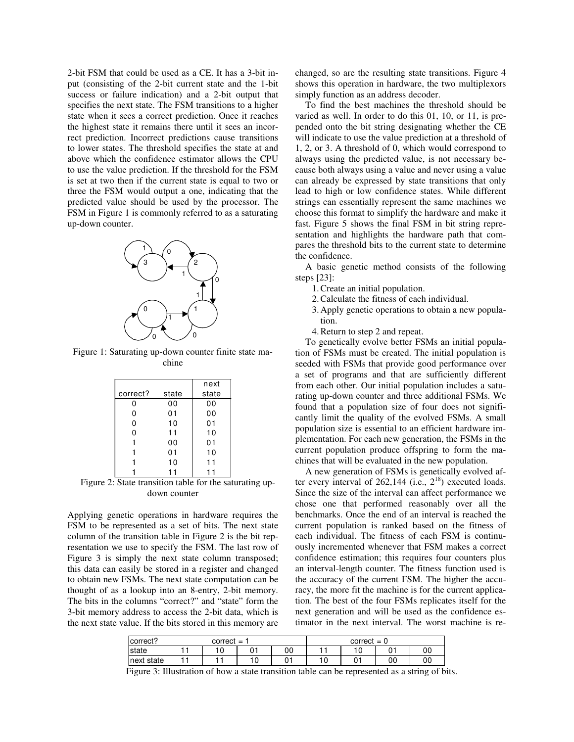2-bit FSM that could be used as a CE. It has a 3-bit input (consisting of the 2-bit current state and the 1-bit success or failure indication) and a 2-bit output that specifies the next state. The FSM transitions to a higher state when it sees a correct prediction. Once it reaches the highest state it remains there until it sees an incorrect prediction. Incorrect predictions cause transitions to lower states. The threshold specifies the state at and above which the confidence estimator allows the CPU to use the value prediction. If the threshold for the FSM is set at two then if the current state is equal to two or three the FSM would output a one, indicating that the predicted value should be used by the processor. The FSM in Figure 1 is commonly referred to as a saturating up-down counter.

Figure 1: Saturating up-down counter finite state machine

| correct? | state | next state |
|---|---|---|
| 0 | 00 | 00 |
| 0 | 01 | 00 |
| 0 | 10 | 01 |
| 0 | 11 | 10 |
| 1 | 00 | 01 |
| 1 | 01 | 10 |
| 1 | 10 | 11 |
| 1 | 11 | 11 |

Figure 2: State transition table for the saturating up-down counter

Applying genetic operations in hardware requires the FSM to be represented as a set of bits. The next state column of the transition table in Figure 2 is the bit representation we use to specify the FSM. The last row of Figure 3 is simply the next state column transposed; this data can easily be stored in a register and changed to obtain new FSMs. The next state computation can be thought of as a lookup into an 8-entry, 2-bit memory. The bits in the columns "correct?" and "state" form the 3-bit memory address to access the 2-bit data, which is the next state value. If the bits stored in this memory are changed, so are the resulting state transitions. Figure 4 shows this operation in hardware, the two multiplexors simply function as an address decoder.

To find the best machines the threshold should be varied as well. In order to do this 01, 10, or 11, is prepended onto the bit string designating whether the CE will indicate to use the value prediction at a threshold of 1, 2, or 3. A threshold of 0, which would correspond to always using the predicted value, is not necessary because both always using a value and never using a value can already be expressed by state transitions that only lead to high or low confidence states. While different strings can essentially represent the same machines we choose this format to simplify the hardware and make it fast. Figure 5 shows the final FSM in bit string representation and highlights the hardware path that compares the threshold bits to the current state to determine the confidence.

A basic genetic method consists of the following steps [23]:

1. Create an initial population.
2. Calculate the fitness of each individual.
3. Apply genetic operations to obtain a new population.
4. Return to step 2 and repeat.

To genetically evolve better FSMs an initial population of FSMs must be created. The initial population is seeded with FSMs that provide good performance over a set of programs and that are sufficiently different from each other. Our initial population includes a saturating up-down counter and three additional FSMs. We found that a population size of four does not significantly limit the quality of the evolved FSMs. A small population size is essential to an efficient hardware implementation. For each new generation, the FSMs in the current population produce offspring to form the machines that will be evaluated in the new population.

A new generation of FSMs is genetically evolved after every interval of 262,144 (i.e., $2^{18}$) executed loads. Since the size of the interval can affect performance we chose one that performed reasonably over all the benchmarks. Once the end of an interval is reached the current population is ranked based on the fitness of each individual. The fitness of each FSM is continuously incremented whenever that FSM makes a correct confidence estimation; this requires four counters plus an interval-length counter. The fitness function used is the accuracy of the current FSM. The higher the accuracy, the more fit the machine is for the current application. The best of the four FSMs replicates itself for the next generation and will be used as the confidence estimator in the next interval. The worst machine is re-

| correct? | correct = 1 | | | | correct = 0 | | | |
|---|---|---|---|---|---|---|---|---|
| state | 11 | 10 | 01 | 00 | 11 | 10 | 01 | 00 |
| next state | 11 | 11 | 10 | 01 | 10 | 01 | 00 | 00 |

Figure 3: Illustration of how a state transition table can be represented as a string of bits.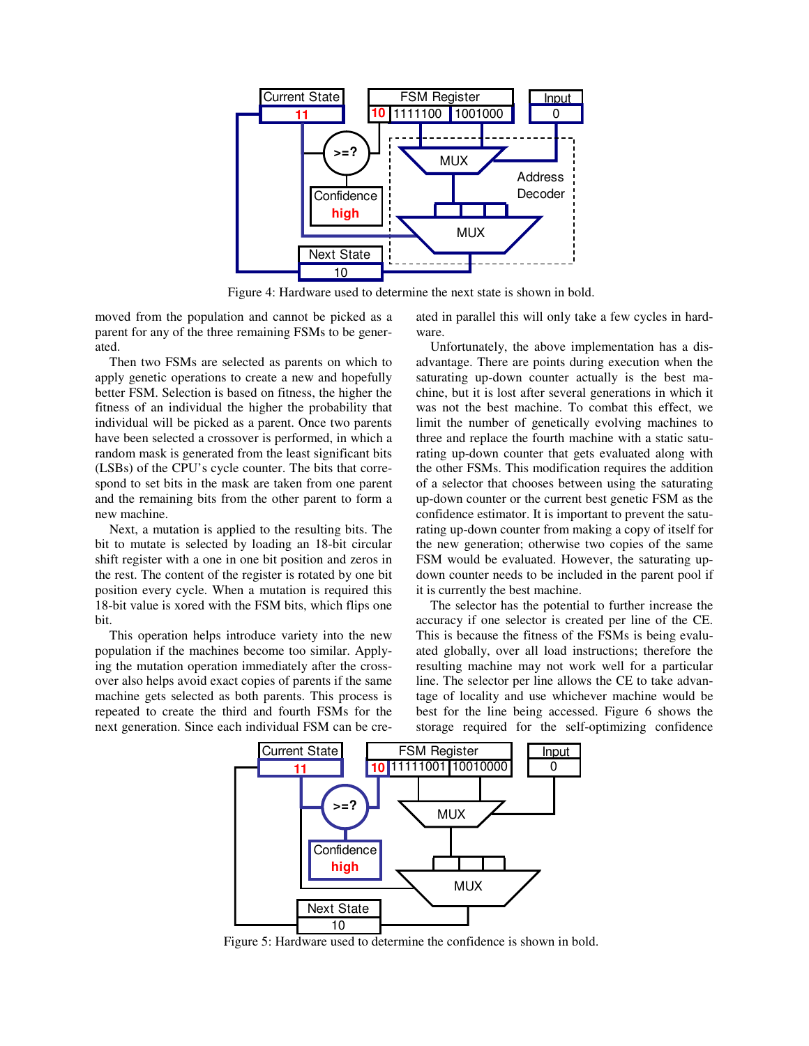Figure 4: Hardware used to determine the next state is shown in bold.

moved from the population and cannot be picked as a parent for any of the three remaining FSMs to be generated.

Then two FSMs are selected as parents on which to apply genetic operations to create a new and hopefully better FSM. Selection is based on fitness, the higher the fitness of an individual the higher the probability that individual will be picked as a parent. Once two parents have been selected a crossover is performed, in which a random mask is generated from the least significant bits (LSBs) of the CPU's cycle counter. The bits that correspond to set bits in the mask are taken from one parent and the remaining bits from the other parent to form a new machine.

Next, a mutation is applied to the resulting bits. The bit to mutate is selected by loading an 18-bit circular shift register with a one in one bit position and zeros in the rest. The content of the register is rotated by one bit position every cycle. When a mutation is required this 18-bit value is xored with the FSM bits, which flips one bit.

This operation helps introduce variety into the new population if the machines become too similar. Applying the mutation operation immediately after the crossover also helps avoid exact copies of parents if the same machine gets selected as both parents. This process is repeated to create the third and fourth FSMs for the next generation. Since each individual FSM can be created in parallel this will only take a few cycles in hardware.

Unfortunately, the above implementation has a disadvantage. There are points during execution when the saturating up-down counter actually is the best machine, but it is lost after several generations in which it was not the best machine. To combat this effect, we limit the number of genetically evolving machines to three and replace the fourth machine with a static saturating up-down counter that gets evaluated along with the other FSMs. This modification requires the addition of a selector that chooses between using the saturating up-down counter or the current best genetic FSM as the confidence estimator. It is important to prevent the saturating up-down counter from making a copy of itself for the new generation; otherwise two copies of the same FSM would be evaluated. However, the saturating up-down counter needs to be included in the parent pool if it is currently the best machine.

The selector has the potential to further increase the accuracy if one selector is created per line of the CE. This is because the fitness of the FSMs is being evaluated globally, over all load instructions; therefore the resulting machine may not work well for a particular line. The selector per line allows the CE to take advantage of locality and use whichever machine would be best for the line being accessed. Figure 6 shows the storage required for the self-optimizing confidence

Figure 5: Hardware used to determine the confidence is shown in bold.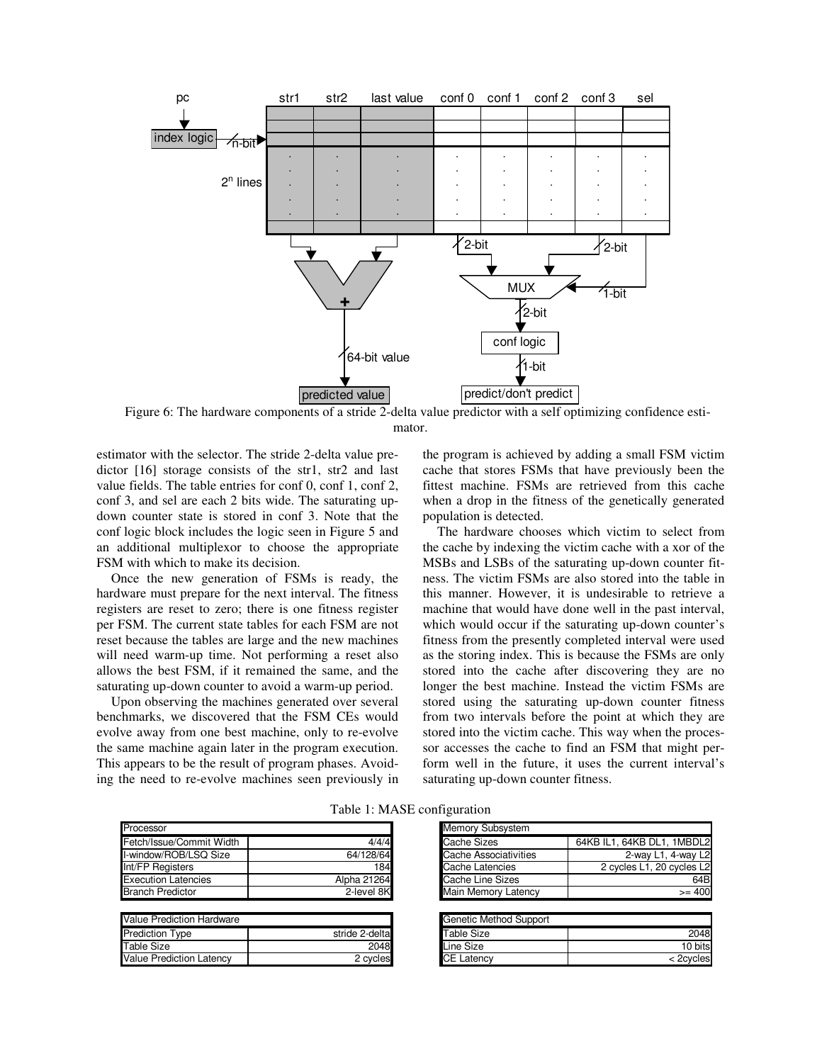Figure 6: The hardware components of a stride 2-delta value predictor with a self optimizing confidence estimator.

estimator with the selector. The stride 2-delta value predictor [16] storage consists of the str1, str2 and last value fields. The table entries for conf 0, conf 1, conf 2, conf 3, and sel are each 2 bits wide. The saturating up-down counter state is stored in conf 3. Note that the conf logic block includes the logic seen in Figure 5 and an additional multiplexor to choose the appropriate FSM with which to make its decision.

Once the new generation of FSMs is ready, the hardware must prepare for the next interval. The fitness registers are reset to zero; there is one fitness register per FSM. The current state tables for each FSM are not reset because the tables are large and the new machines will need warm-up time. Not performing a reset also allows the best FSM, if it remained the same, and the saturating up-down counter to avoid a warm-up period.

Upon observing the machines generated over several benchmarks, we discovered that the FSM CEs would evolve away from one best machine, only to re-evolve the same machine again later in the program execution. This appears to be the result of program phases. Avoiding the need to re-evolve machines seen previously in the program is achieved by adding a small FSM victim cache that stores FSMs that have previously been the fittest machine. FSMs are retrieved from this cache when a drop in the fitness of the genetically generated population is detected.

The hardware chooses which victim to select from the cache by indexing the victim cache with a xor of the MSBs and LSBs of the saturating up-down counter fitness. The victim FSMs are also stored into the table in this manner. However, it is undesirable to retrieve a machine that would have done well in the past interval, which would occur if the saturating up-down counter's fitness from the presently completed interval were used as the storing index. This is because the FSMs are only stored into the cache after discovering they are no longer the best machine. Instead the victim FSMs are stored using the saturating up-down counter fitness from two intervals before the point at which they are stored into the victim cache. This way when the processor accesses the cache to find an FSM that might perform well in the future, it uses the current interval's saturating up-down counter fitness.

Table 1: MASE configuration

| Processor | |
|---|---|
| Fetch/Issue/Commit Width | 4/4/4 |
| I-window/ROB/LSQ Size | 64/128/64 |
| Int/FP Registers | 184 |
| Execution Latencies | Alpha 21264 |
| Branch Predictor | 2-level 8K |

| Value Prediction Hardware | |
|---|---|
| Prediction Type | stride 2-delta |
| Table Size | 2048 |
| Value Prediction Latency | 2 cycles |

| Memory Subsystem | |
|---|---|
| Cache Sizes | 64KB IL1, 64KB DL1, 1MBDL2 |
| Cache Associativities | 2-way L1, 4-way L2 |
| Cache Latencies | 2 cycles L1, 20 cycles L2 |
| Cache Line Sizes | 64B |
| Main Memory Latency | >= 400 |

| Genetic Method Support | |
|---|---|
| Table Size | 2048 |
| Line Size | 10 bits |
| CE Latency | < 2cycles |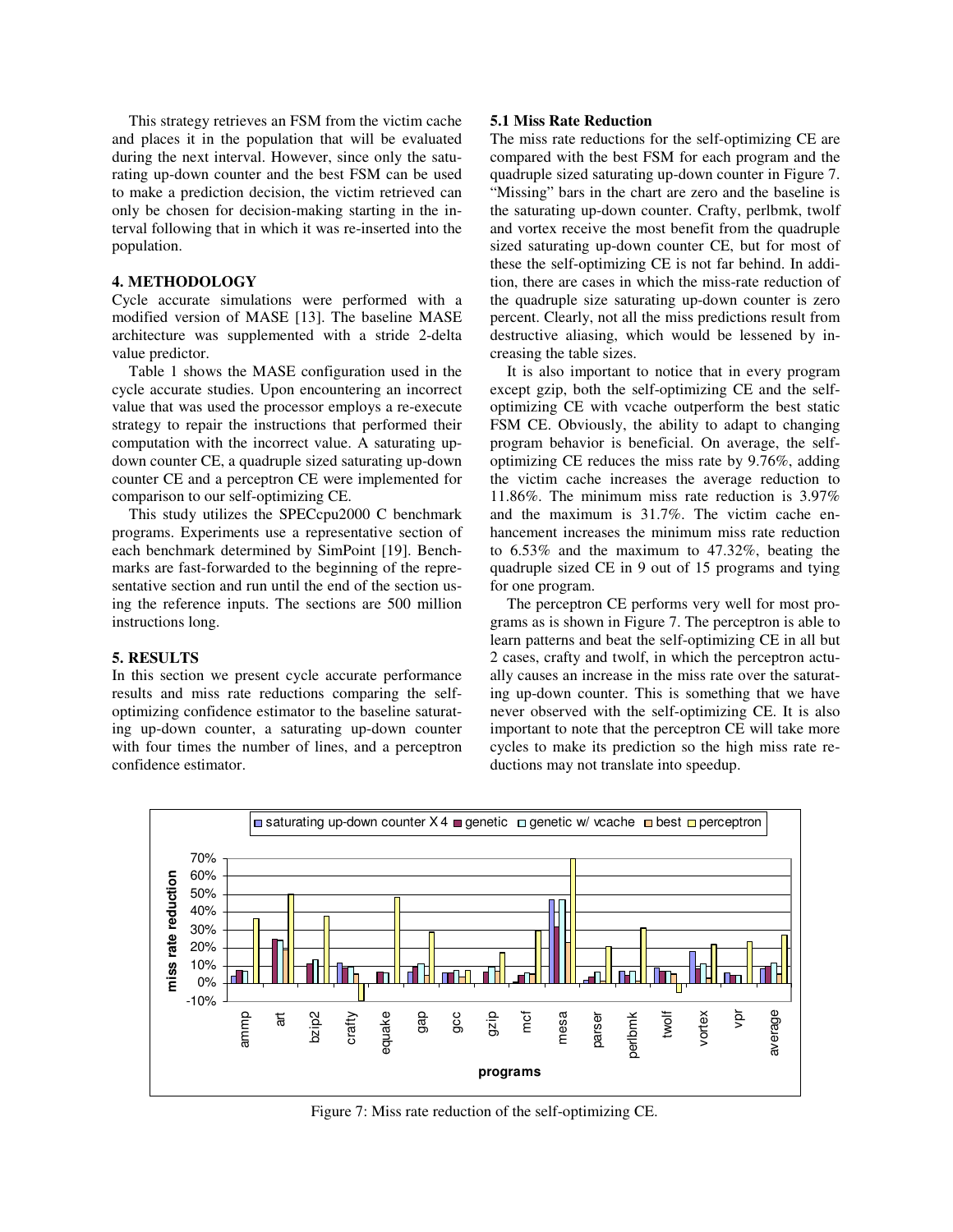This strategy retrieves an FSM from the victim cache and places it in the population that will be evaluated during the next interval. However, since only the saturating up-down counter and the best FSM can be used to make a prediction decision, the victim retrieved can only be chosen for decision-making starting in the interval following that in which it was re-inserted into the population.

## 4. METHODOLOGY

Cycle accurate simulations were performed with a modified version of MASE [13]. The baseline MASE architecture was supplemented with a stride 2-delta value predictor.

Table 1 shows the MASE configuration used in the cycle accurate studies. Upon encountering an incorrect value that was used the processor employs a re-execute strategy to repair the instructions that performed their computation with the incorrect value. A saturating up-down counter CE, a quadruple sized saturating up-down counter CE and a perceptron CE were implemented for comparison to our self-optimizing CE.

This study utilizes the SPECcpu2000 C benchmark programs. Experiments use a representative section of each benchmark determined by SimPoint [19]. Benchmarks are fast-forwarded to the beginning of the representative section and run until the end of the section using the reference inputs. The sections are 500 million instructions long.

## 5. RESULTS

In this section we present cycle accurate performance results and miss rate reductions comparing the self-optimizing confidence estimator to the baseline saturating up-down counter, a saturating up-down counter with four times the number of lines, and a perceptron confidence estimator.

### 5.1 Miss Rate Reduction

The miss rate reductions for the self-optimizing CE are compared with the best FSM for each program and the quadruple sized saturating up-down counter in Figure 7. "Missing" bars in the chart are zero and the baseline is the saturating up-down counter. Crafty, perlbmk, twolf and vortex receive the most benefit from the quadruple sized saturating up-down counter CE, but for most of these the self-optimizing CE is not far behind. In addition, there are cases in which the miss-rate reduction of the quadruple size saturating up-down counter is zero percent. Clearly, not all the miss predictions result from destructive aliasing, which would be lessened by increasing the table sizes.

It is also important to notice that in every program except gzip, both the self-optimizing CE and the self-optimizing CE with vcache outperform the best static FSM CE. Obviously, the ability to adapt to changing program behavior is beneficial. On average, the self-optimizing CE reduces the miss rate by 9.76%, adding the victim cache increases the average reduction to 11.86%. The minimum miss rate reduction is 3.97% and the maximum is 31.7%. The victim cache enhancement increases the minimum miss rate reduction to 6.53% and the maximum to 47.32%, beating the quadruple sized CE in 9 out of 15 programs and tying for one program.

The perceptron CE performs very well for most programs as is shown in Figure 7. The perceptron is able to learn patterns and beat the self-optimizing CE in all but 2 cases, crafty and twolf, in which the perceptron actually causes an increase in the miss rate over the saturating up-down counter. This is something that we have never observed with the self-optimizing CE. It is also important to note that the perceptron CE will take more cycles to make its prediction so the high miss rate reductions may not translate into speedup.

Figure 7: Miss rate reduction of the self-optimizing CE.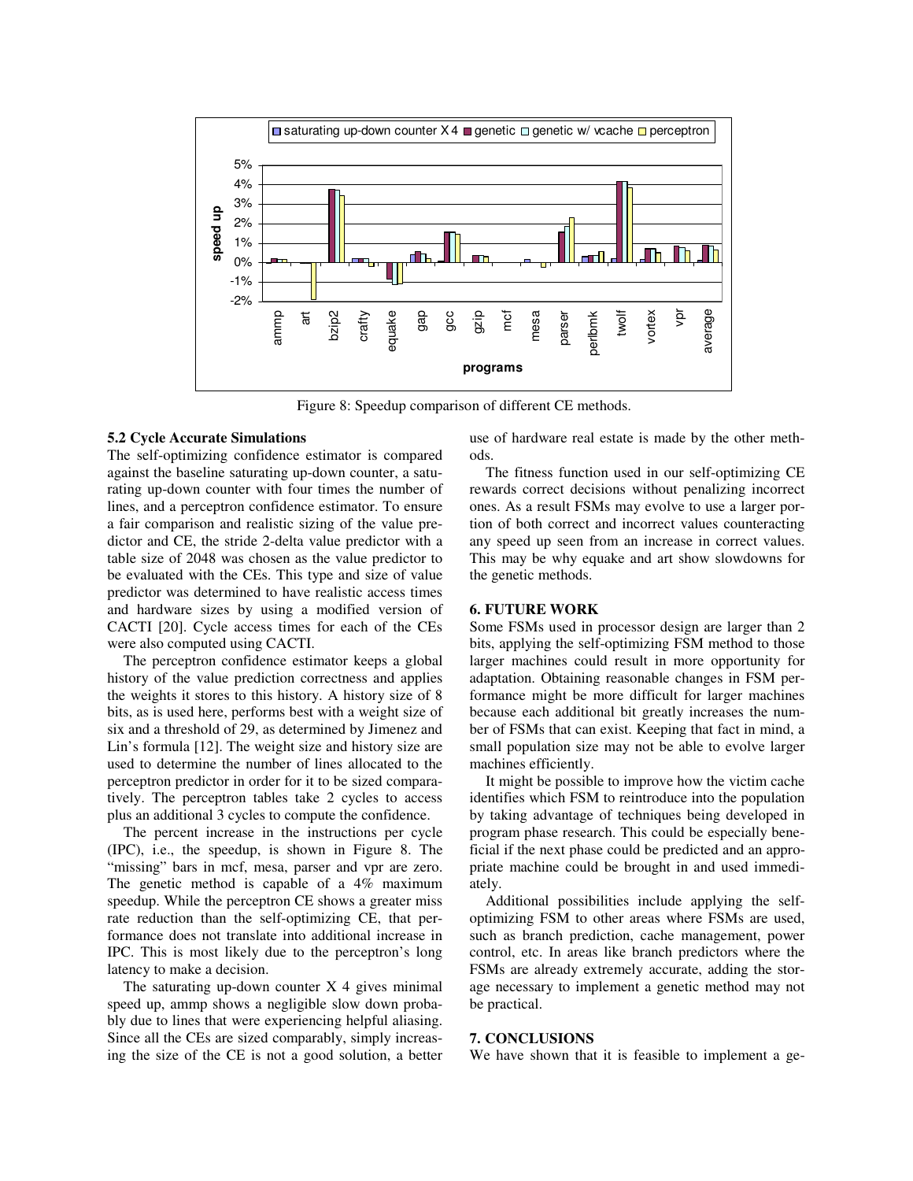Figure 8: Speedup comparison of different CE methods.

### 5.2 Cycle Accurate Simulations

The self-optimizing confidence estimator is compared against the baseline saturating up-down counter, a saturating up-down counter with four times the number of lines, and a perceptron confidence estimator. To ensure a fair comparison and realistic sizing of the value predictor and CE, the stride 2-delta value predictor with a table size of 2048 was chosen as the value predictor to be evaluated with the CEs. This type and size of value predictor was determined to have realistic access times and hardware sizes by using a modified version of CACTI [20]. Cycle access times for each of the CEs were also computed using CACTI.

The perceptron confidence estimator keeps a global history of the value prediction correctness and applies the weights it stores to this history. A history size of 8 bits, as is used here, performs best with a weight size of six and a threshold of 29, as determined by Jimenez and Lin's formula [12]. The weight size and history size are used to determine the number of lines allocated to the perceptron predictor in order for it to be sized comparatively. The perceptron tables take 2 cycles to access plus an additional 3 cycles to compute the confidence.

The percent increase in the instructions per cycle (IPC), i.e., the speedup, is shown in Figure 8. The "missing" bars in mcf, mesa, parser and vpr are zero. The genetic method is capable of a 4% maximum speedup. While the perceptron CE shows a greater miss rate reduction than the self-optimizing CE, that performance does not translate into additional increase in IPC. This is most likely due to the perceptron's long latency to make a decision.

The saturating up-down counter X 4 gives minimal speed up, ammp shows a negligible slow down probably due to lines that were experiencing helpful aliasing. Since all the CEs are sized comparably, simply increasing the size of the CE is not a good solution, a better use of hardware real estate is made by the other methods.

The fitness function used in our self-optimizing CE rewards correct decisions without penalizing incorrect ones. As a result FSMs may evolve to use a larger portion of both correct and incorrect values counteracting any speed up seen from an increase in correct values. This may be why equake and art show slowdowns for the genetic methods.

## 6. FUTURE WORK

Some FSMs used in processor design are larger than 2 bits, applying the self-optimizing FSM method to those larger machines could result in more opportunity for adaptation. Obtaining reasonable changes in FSM performance might be more difficult for larger machines because each additional bit greatly increases the number of FSMs that can exist. Keeping that fact in mind, a small population size may not be able to evolve larger machines efficiently.

It might be possible to improve how the victim cache identifies which FSM to reintroduce into the population by taking advantage of techniques being developed in program phase research. This could be especially beneficial if the next phase could be predicted and an appropriate machine could be brought in and used immediately.

Additional possibilities include applying the self-optimizing FSM to other areas where FSMs are used, such as branch prediction, cache management, power control, etc. In areas like branch predictors where the FSMs are already extremely accurate, adding the storage necessary to implement a genetic method may not be practical.

## 7. CONCLUSIONS

We have shown that it is feasible to implement a ge-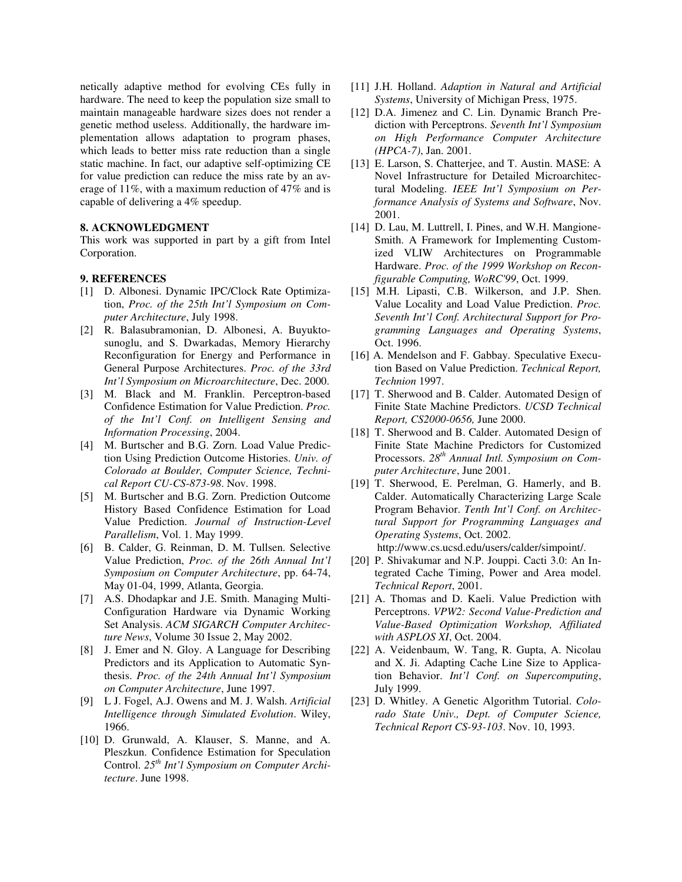netically adaptive method for evolving CEs fully in hardware. The need to keep the population size small to maintain manageable hardware sizes does not render a genetic method useless. Additionally, the hardware implementation allows adaptation to program phases, which leads to better miss rate reduction than a single static machine. In fact, our adaptive self-optimizing CE for value prediction can reduce the miss rate by an average of 11%, with a maximum reduction of 47% and is capable of delivering a 4% speedup.

## 8. ACKNOWLEDGMENT

This work was supported in part by a gift from Intel Corporation.

## 9. REFERENCES

[1] D. Albonesi. Dynamic IPC/Clock Rate Optimization, *Proc. of the 25th Int'l Symposium on Computer Architecture*, July 1998.

[2] R. Balasubramonian, D. Albonesi, A. Buyuktosunoglu, and S. Dwarkadas, Memory Hierarchy Reconfiguration for Energy and Performance in General Purpose Architectures. *Proc. of the 33rd Int'l Symposium on Microarchitecture*, Dec. 2000.

[3] M. Black and M. Franklin. Perceptron-based Confidence Estimation for Value Prediction. *Proc. of the Int'l Conf. on Intelligent Sensing and Information Processing*, 2004.

[4] M. Burtscher and B.G. Zorn. Load Value Prediction Using Prediction Outcome Histories. *Univ. of Colorado at Boulder, Computer Science, Technical Report CU-CS-873-98*. Nov. 1998.

[5] M. Burtscher and B.G. Zorn. Prediction Outcome History Based Confidence Estimation for Load Value Prediction. *Journal of Instruction-Level Parallelism*, Vol. 1. May 1999.

[6] B. Calder, G. Reinman, D. M. Tullsen. Selective Value Prediction, *Proc. of the 26th Annual Int'l Symposium on Computer Architecture*, pp. 64-74, May 01-04, 1999, Atlanta, Georgia.

[7] A.S. Dhodapkar and J.E. Smith. Managing Multi-Configuration Hardware via Dynamic Working Set Analysis. *ACM SIGARCH Computer Architecture News*, Volume 30 Issue 2, May 2002.

[8] J. Emer and N. Gloy. A Language for Describing Predictors and its Application to Automatic Synthesis. *Proc. of the 24th Annual Int'l Symposium on Computer Architecture*, June 1997.

[9] L J. Fogel, A.J. Owens and M. J. Walsh. *Artificial Intelligence through Simulated Evolution*. Wiley, 1966.

[10] D. Grunwald, A. Klauser, S. Manne, and A. Pleszkun. Confidence Estimation for Speculation Control. *25th Int'l Symposium on Computer Architecture*. June 1998.

[11] J.H. Holland. *Adaption in Natural and Artificial Systems*, University of Michigan Press, 1975.

[12] D.A. Jimenez and C. Lin. Dynamic Branch Prediction with Perceptrons. *Seventh Int'l Symposium on High Performance Computer Architecture (HPCA-7)*, Jan. 2001.

[13] E. Larson, S. Chatterjee, and T. Austin. MASE: A Novel Infrastructure for Detailed Microarchitectural Modeling. *IEEE Int'l Symposium on Performance Analysis of Systems and Software*, Nov. 2001.

[14] D. Lau, M. Luttrell, I. Pines, and W.H. Mangione-Smith. A Framework for Implementing Customized VLIW Architectures on Programmable Hardware. *Proc. of the 1999 Workshop on Reconfigurable Computing, WoRC'99*, Oct. 1999.

[15] M.H. Lipasti, C.B. Wilkerson, and J.P. Shen. Value Locality and Load Value Prediction. *Proc. Seventh Int'l Conf. Architectural Support for Programming Languages and Operating Systems*, Oct. 1996.

[16] A. Mendelson and F. Gabbay. Speculative Execution Based on Value Prediction. *Technical Report, Technion* 1997.

[17] T. Sherwood and B. Calder. Automated Design of Finite State Machine Predictors. *UCSD Technical Report, CS2000-0656,* June 2000.

[18] T. Sherwood and B. Calder. Automated Design of Finite State Machine Predictors for Customized Processors. *28th Annual Intl. Symposium on Computer Architecture*, June 2001.

[19] T. Sherwood, E. Perelman, G. Hamerly, and B. Calder. Automatically Characterizing Large Scale Program Behavior. *Tenth Int'l Conf. on Architectural Support for Programming Languages and Operating Systems*, Oct. 2002. http://www.cs.ucsd.edu/users/calder/simpoint/.

[20] P. Shivakumar and N.P. Jouppi. Cacti 3.0: An Integrated Cache Timing, Power and Area model. *Technical Report*, 2001.

[21] A. Thomas and D. Kaeli. Value Prediction with Perceptrons. *VPW2: Second Value-Prediction and Value-Based Optimization Workshop, Affiliated with ASPLOS XI*, Oct. 2004.

[22] A. Veidenbaum, W. Tang, R. Gupta, A. Nicolau and X. Ji. Adapting Cache Line Size to Application Behavior. *Int'l Conf. on Supercomputing*, July 1999.

[23] D. Whitley. A Genetic Algorithm Tutorial. *Colorado State Univ., Dept. of Computer Science, Technical Report CS-93-103*. Nov. 10, 1993.